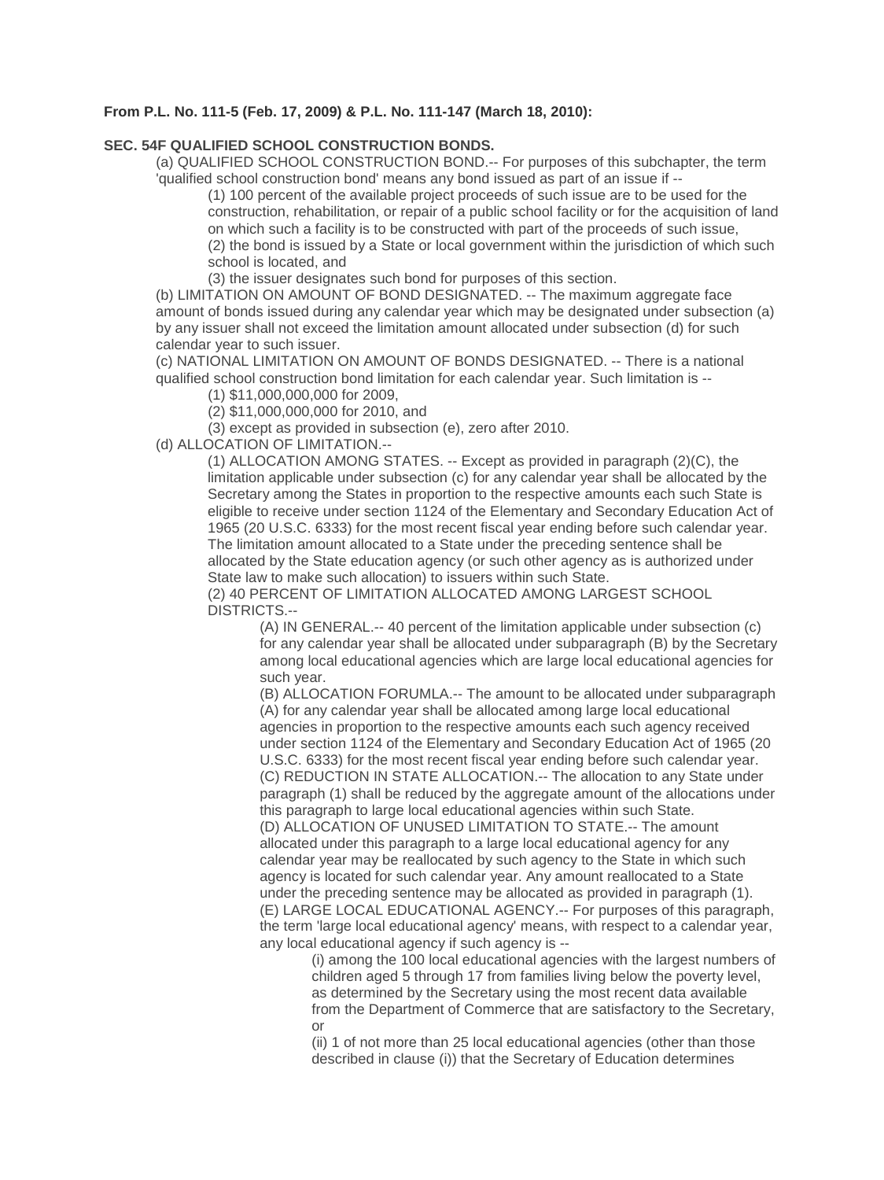**From P.L. No. 111-5 (Feb. 17, 2009) & P.L. No. 111-147 (March 18, 2010):**

**SEC. 54F QUALIFIED SCHOOL CONSTRUCTION BONDS.**

(a) QUALIFIED SCHOOL CONSTRUCTION BOND.-- For purposes of this subchapter, the term 'qualified school construction bond' means any bond issued as part of an issue if --

> (1) 100 percent of the available project proceeds of such issue are to be used for the construction, rehabilitation, or repair of a public school facility or for the acquisition of land on which such a facility is to be constructed with part of the proceeds of such issue,
>
> (2) the bond is issued by a State or local government within the jurisdiction of which such school is located, and
>
> (3) the issuer designates such bond for purposes of this section.

(b) LIMITATION ON AMOUNT OF BOND DESIGNATED. -- The maximum aggregate face amount of bonds issued during any calendar year which may be designated under subsection (a) by any issuer shall not exceed the limitation amount allocated under subsection (d) for such calendar year to such issuer.

(c) NATIONAL LIMITATION ON AMOUNT OF BONDS DESIGNATED. -- There is a national qualified school construction bond limitation for each calendar year. Such limitation is --

> (1) $11,000,000,000 for 2009,
>
> (2) $11,000,000,000 for 2010, and
>
> (3) except as provided in subsection (e), zero after 2010.

(d) ALLOCATION OF LIMITATION.--

> (1) ALLOCATION AMONG STATES. -- Except as provided in paragraph (2)(C), the limitation applicable under subsection (c) for any calendar year shall be allocated by the Secretary among the States in proportion to the respective amounts each such State is eligible to receive under section 1124 of the Elementary and Secondary Education Act of 1965 (20 U.S.C. 6333) for the most recent fiscal year ending before such calendar year. The limitation amount allocated to a State under the preceding sentence shall be allocated by the State education agency (or such other agency as is authorized under State law to make such allocation) to issuers within such State.
>
> (2) 40 PERCENT OF LIMITATION ALLOCATED AMONG LARGEST SCHOOL DISTRICTS.--
>
> > (A) IN GENERAL.-- 40 percent of the limitation applicable under subsection (c) for any calendar year shall be allocated under subparagraph (B) by the Secretary among local educational agencies which are large local educational agencies for such year.
> >
> > (B) ALLOCATION FORUMLA.-- The amount to be allocated under subparagraph (A) for any calendar year shall be allocated among large local educational agencies in proportion to the respective amounts each such agency received under section 1124 of the Elementary and Secondary Education Act of 1965 (20 U.S.C. 6333) for the most recent fiscal year ending before such calendar year.
> >
> > (C) REDUCTION IN STATE ALLOCATION.-- The allocation to any State under paragraph (1) shall be reduced by the aggregate amount of the allocations under this paragraph to large local educational agencies within such State.
> >
> > (D) ALLOCATION OF UNUSED LIMITATION TO STATE.-- The amount allocated under this paragraph to a large local educational agency for any calendar year may be reallocated by such agency to the State in which such agency is located for such calendar year. Any amount reallocated to a State under the preceding sentence may be allocated as provided in paragraph (1).
> >
> > (E) LARGE LOCAL EDUCATIONAL AGENCY.-- For purposes of this paragraph, the term 'large local educational agency' means, with respect to a calendar year, any local educational agency if such agency is --
> >
> > > (i) among the 100 local educational agencies with the largest numbers of children aged 5 through 17 from families living below the poverty level, as determined by the Secretary using the most recent data available from the Department of Commerce that are satisfactory to the Secretary, or
> > >
> > > (ii) 1 of not more than 25 local educational agencies (other than those described in clause (i)) that the Secretary of Education determines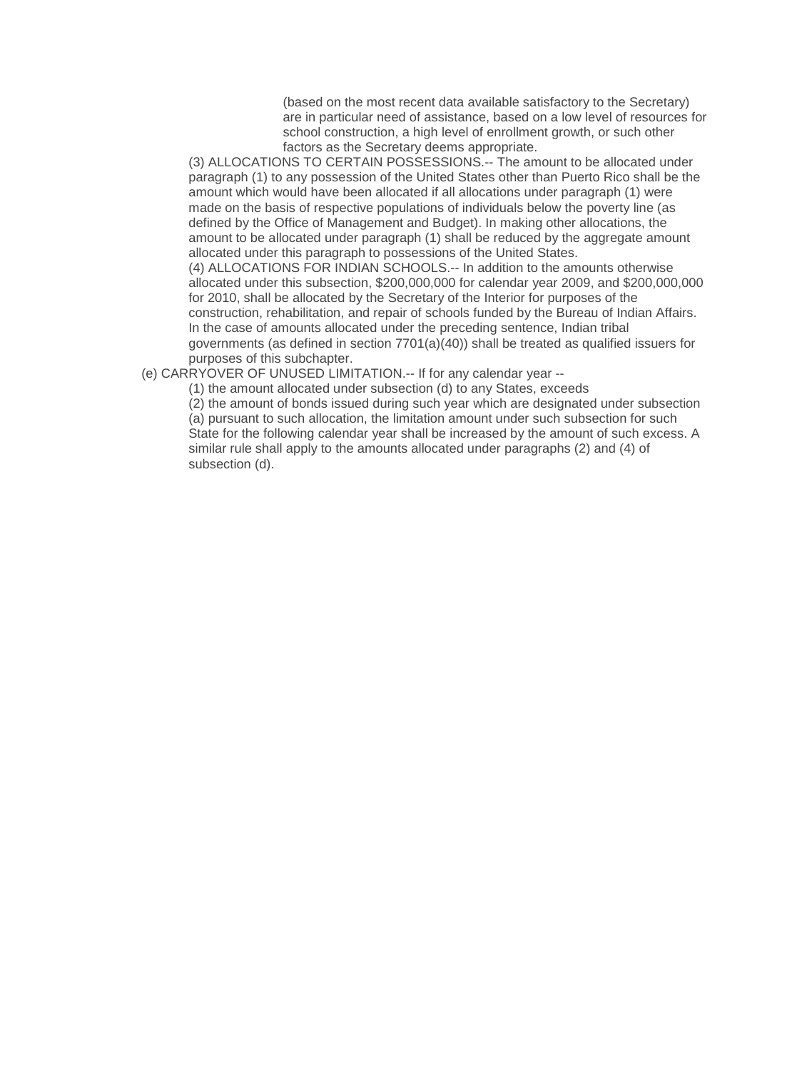(based on the most recent data available satisfactory to the Secretary) are in particular need of assistance, based on a low level of resources for school construction, a high level of enrollment growth, or such other factors as the Secretary deems appropriate.

(3) ALLOCATIONS TO CERTAIN POSSESSIONS.-- The amount to be allocated under paragraph (1) to any possession of the United States other than Puerto Rico shall be the amount which would have been allocated if all allocations under paragraph (1) were made on the basis of respective populations of individuals below the poverty line (as defined by the Office of Management and Budget). In making other allocations, the amount to be allocated under paragraph (1) shall be reduced by the aggregate amount allocated under this paragraph to possessions of the United States.

(4) ALLOCATIONS FOR INDIAN SCHOOLS.-- In addition to the amounts otherwise allocated under this subsection, $200,000,000 for calendar year 2009, and $200,000,000 for 2010, shall be allocated by the Secretary of the Interior for purposes of the construction, rehabilitation, and repair of schools funded by the Bureau of Indian Affairs. In the case of amounts allocated under the preceding sentence, Indian tribal governments (as defined in section 7701(a)(40)) shall be treated as qualified issuers for purposes of this subchapter.

(e) CARRYOVER OF UNUSED LIMITATION.-- If for any calendar year --

(1) the amount allocated under subsection (d) to any States, exceeds

(2) the amount of bonds issued during such year which are designated under subsection (a) pursuant to such allocation, the limitation amount under such subsection for such State for the following calendar year shall be increased by the amount of such excess. A similar rule shall apply to the amounts allocated under paragraphs (2) and (4) of subsection (d).